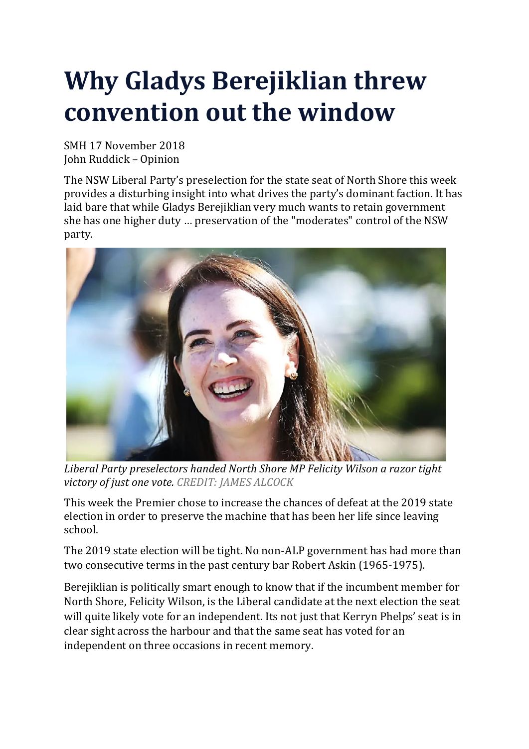# Why Gladys Berejiklian threw convention out the window

SMH 17 November 2018
John Ruddick – Opinion

The NSW Liberal Party's preselection for the state seat of North Shore this week provides a disturbing insight into what drives the party's dominant faction. It has laid bare that while Gladys Berejiklian very much wants to retain government she has one higher duty … preservation of the "moderates" control of the NSW party.

*Liberal Party preselectors handed North Shore MP Felicity Wilson a razor tight victory of just one vote.* CREDIT: JAMES ALCOCK

This week the Premier chose to increase the chances of defeat at the 2019 state election in order to preserve the machine that has been her life since leaving school.

The 2019 state election will be tight. No non-ALP government has had more than two consecutive terms in the past century bar Robert Askin (1965-1975).

Berejiklian is politically smart enough to know that if the incumbent member for North Shore, Felicity Wilson, is the Liberal candidate at the next election the seat will quite likely vote for an independent. Its not just that Kerryn Phelps' seat is in clear sight across the harbour and that the same seat has voted for an independent on three occasions in recent memory.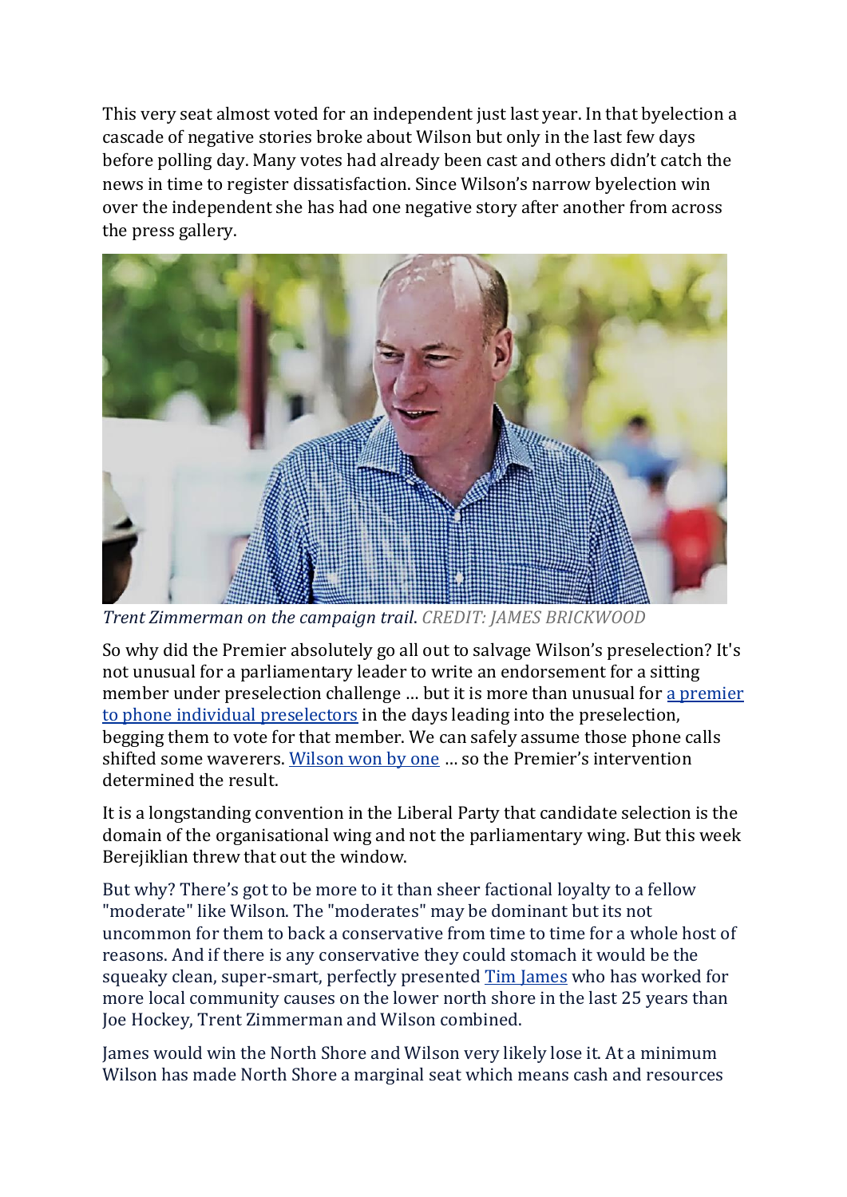This very seat almost voted for an independent just last year. In that byelection a cascade of negative stories broke about Wilson but only in the last few days before polling day. Many votes had already been cast and others didn't catch the news in time to register dissatisfaction. Since Wilson's narrow byelection win over the independent she has had one negative story after another from across the press gallery.

*Trent Zimmerman on the campaign trail.* CREDIT: JAMES BRICKWOOD

So why did the Premier absolutely go all out to salvage Wilson's preselection? It's not unusual for a parliamentary leader to write an endorsement for a sitting member under preselection challenge … but it is more than unusual for a premier to phone individual preselectors in the days leading into the preselection, begging them to vote for that member. We can safely assume those phone calls shifted some waverers. Wilson won by one … so the Premier's intervention determined the result.

It is a longstanding convention in the Liberal Party that candidate selection is the domain of the organisational wing and not the parliamentary wing. But this week Berejiklian threw that out the window.

But why? There's got to be more to it than sheer factional loyalty to a fellow "moderate" like Wilson. The "moderates" may be dominant but its not uncommon for them to back a conservative from time to time for a whole host of reasons. And if there is any conservative they could stomach it would be the squeaky clean, super-smart, perfectly presented Tim James who has worked for more local community causes on the lower north shore in the last 25 years than Joe Hockey, Trent Zimmerman and Wilson combined.

James would win the North Shore and Wilson very likely lose it. At a minimum Wilson has made North Shore a marginal seat which means cash and resources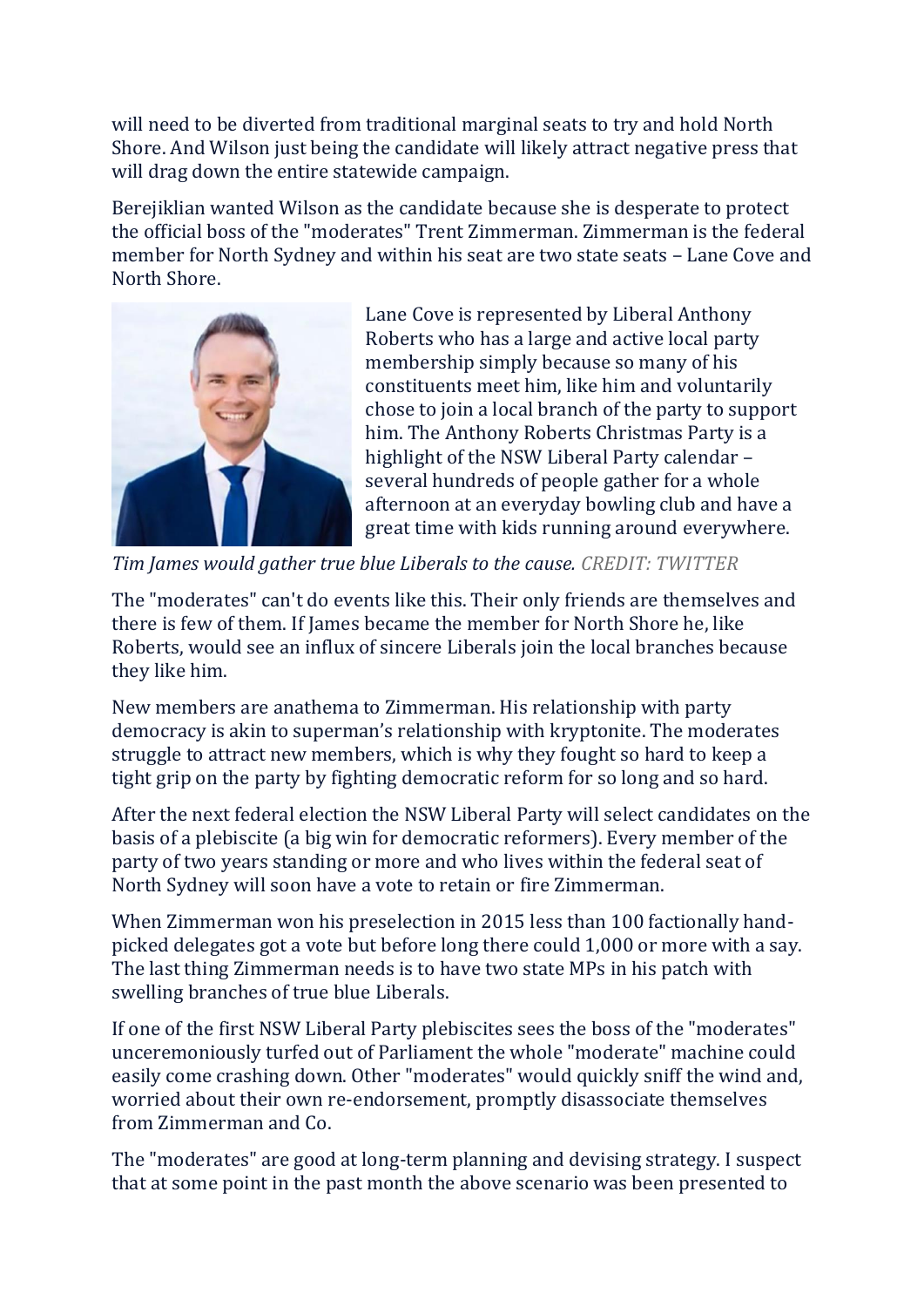will need to be diverted from traditional marginal seats to try and hold North Shore. And Wilson just being the candidate will likely attract negative press that will drag down the entire statewide campaign.

Berejiklian wanted Wilson as the candidate because she is desperate to protect the official boss of the "moderates" Trent Zimmerman. Zimmerman is the federal member for North Sydney and within his seat are two state seats – Lane Cove and North Shore.

Lane Cove is represented by Liberal Anthony Roberts who has a large and active local party membership simply because so many of his constituents meet him, like him and voluntarily chose to join a local branch of the party to support him. The Anthony Roberts Christmas Party is a highlight of the NSW Liberal Party calendar – several hundreds of people gather for a whole afternoon at an everyday bowling club and have a great time with kids running around everywhere.

*Tim James would gather true blue Liberals to the cause.* CREDIT: TWITTER

The "moderates" can't do events like this. Their only friends are themselves and there is few of them. If James became the member for North Shore he, like Roberts, would see an influx of sincere Liberals join the local branches because they like him.

New members are anathema to Zimmerman. His relationship with party democracy is akin to superman's relationship with kryptonite. The moderates struggle to attract new members, which is why they fought so hard to keep a tight grip on the party by fighting democratic reform for so long and so hard.

After the next federal election the NSW Liberal Party will select candidates on the basis of a plebiscite (a big win for democratic reformers). Every member of the party of two years standing or more and who lives within the federal seat of North Sydney will soon have a vote to retain or fire Zimmerman.

When Zimmerman won his preselection in 2015 less than 100 factionally hand-picked delegates got a vote but before long there could 1,000 or more with a say. The last thing Zimmerman needs is to have two state MPs in his patch with swelling branches of true blue Liberals.

If one of the first NSW Liberal Party plebiscites sees the boss of the "moderates" unceremoniously turfed out of Parliament the whole "moderate" machine could easily come crashing down. Other "moderates" would quickly sniff the wind and, worried about their own re-endorsement, promptly disassociate themselves from Zimmerman and Co.

The "moderates" are good at long-term planning and devising strategy. I suspect that at some point in the past month the above scenario was been presented to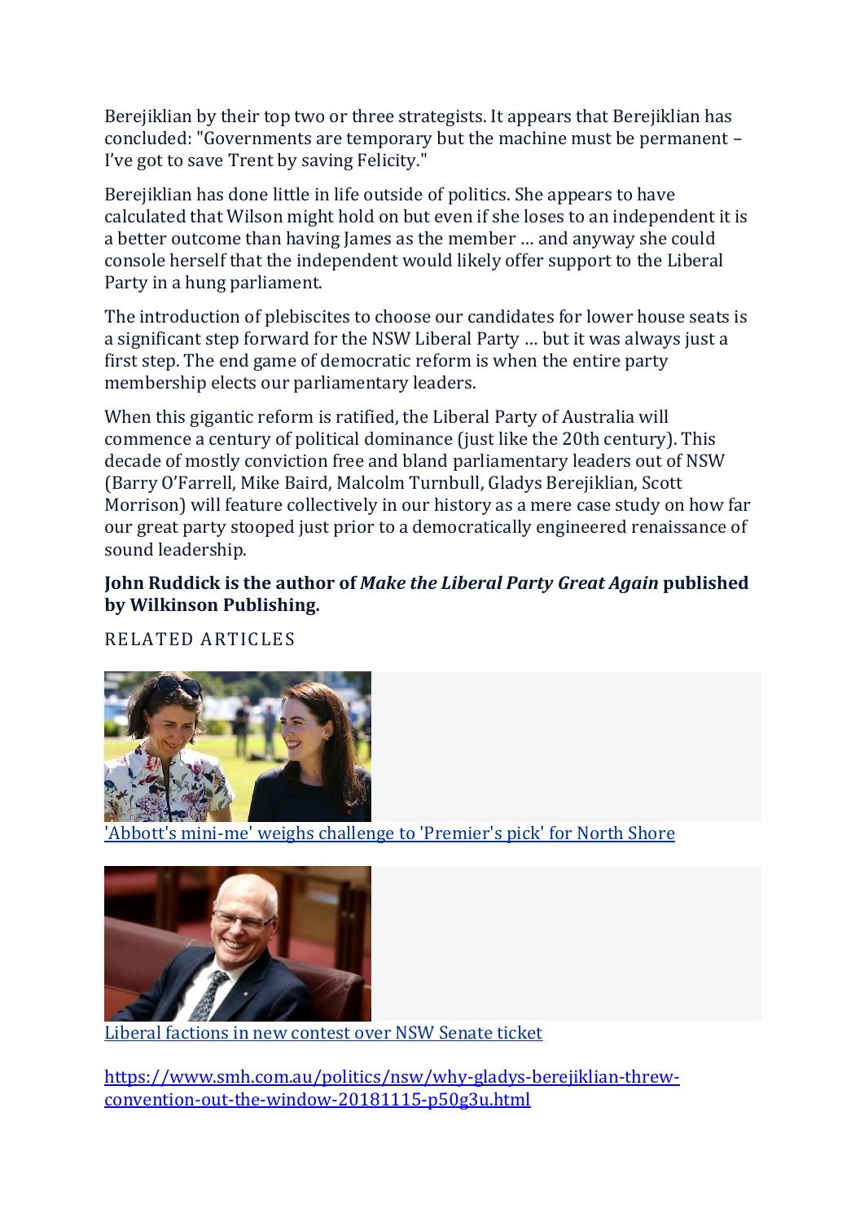Berejiklian by their top two or three strategists. It appears that Berejiklian has concluded: "Governments are temporary but the machine must be permanent – I've got to save Trent by saving Felicity."

Berejiklian has done little in life outside of politics. She appears to have calculated that Wilson might hold on but even if she loses to an independent it is a better outcome than having James as the member … and anyway she could console herself that the independent would likely offer support to the Liberal Party in a hung parliament.

The introduction of plebiscites to choose our candidates for lower house seats is a significant step forward for the NSW Liberal Party … but it was always just a first step. The end game of democratic reform is when the entire party membership elects our parliamentary leaders.

When this gigantic reform is ratified, the Liberal Party of Australia will commence a century of political dominance (just like the 20th century). This decade of mostly conviction free and bland parliamentary leaders out of NSW (Barry O'Farrell, Mike Baird, Malcolm Turnbull, Gladys Berejiklian, Scott Morrison) will feature collectively in our history as a mere case study on how far our great party stooped just prior to a democratically engineered renaissance of sound leadership.

**John Ruddick is the author of *Make the Liberal Party Great Again* published by Wilkinson Publishing.**

RELATED ARTICLES

['Abbott's mini-me' weighs challenge to 'Premier's pick' for North Shore]

[Liberal factions in new contest over NSW Senate ticket]

https://www.smh.com.au/politics/nsw/why-gladys-berejiklian-threw-convention-out-the-window-20181115-p50g3u.html